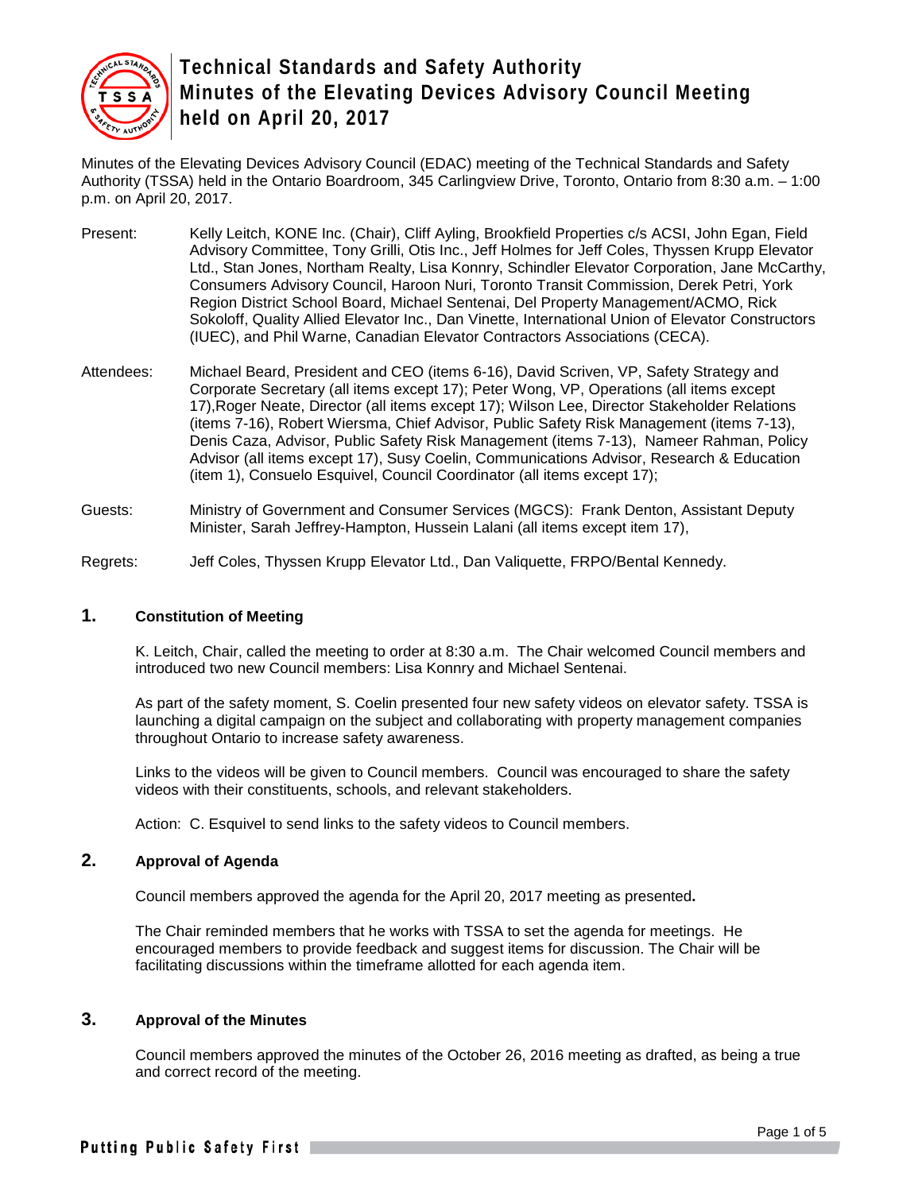# Technical Standards and Safety Authority
# Minutes of the Elevating Devices Advisory Council Meeting held on April 20, 2017

Minutes of the Elevating Devices Advisory Council (EDAC) meeting of the Technical Standards and Safety Authority (TSSA) held in the Ontario Boardroom, 345 Carlingview Drive, Toronto, Ontario from 8:30 a.m. – 1:00 p.m. on April 20, 2017.

Present: Kelly Leitch, KONE Inc. (Chair), Cliff Ayling, Brookfield Properties c/s ACSI, John Egan, Field Advisory Committee, Tony Grilli, Otis Inc., Jeff Holmes for Jeff Coles, Thyssen Krupp Elevator Ltd., Stan Jones, Northam Realty, Lisa Konnry, Schindler Elevator Corporation, Jane McCarthy, Consumers Advisory Council, Haroon Nuri, Toronto Transit Commission, Derek Petri, York Region District School Board, Michael Sentenai, Del Property Management/ACMO, Rick Sokoloff, Quality Allied Elevator Inc., Dan Vinette, International Union of Elevator Constructors (IUEC), and Phil Warne, Canadian Elevator Contractors Associations (CECA).

Attendees: Michael Beard, President and CEO (items 6-16), David Scriven, VP, Safety Strategy and Corporate Secretary (all items except 17); Peter Wong, VP, Operations (all items except 17),Roger Neate, Director (all items except 17); Wilson Lee, Director Stakeholder Relations (items 7-16), Robert Wiersma, Chief Advisor, Public Safety Risk Management (items 7-13), Denis Caza, Advisor, Public Safety Risk Management (items 7-13), Nameer Rahman, Policy Advisor (all items except 17), Susy Coelin, Communications Advisor, Research & Education (item 1), Consuelo Esquivel, Council Coordinator (all items except 17);

Guests: Ministry of Government and Consumer Services (MGCS): Frank Denton, Assistant Deputy Minister, Sarah Jeffrey-Hampton, Hussein Lalani (all items except item 17),

Regrets: Jeff Coles, Thyssen Krupp Elevator Ltd., Dan Valiquette, FRPO/Bental Kennedy.

## 1. Constitution of Meeting

K. Leitch, Chair, called the meeting to order at 8:30 a.m. The Chair welcomed Council members and introduced two new Council members: Lisa Konnry and Michael Sentenai.

As part of the safety moment, S. Coelin presented four new safety videos on elevator safety. TSSA is launching a digital campaign on the subject and collaborating with property management companies throughout Ontario to increase safety awareness.

Links to the videos will be given to Council members. Council was encouraged to share the safety videos with their constituents, schools, and relevant stakeholders.

Action: C. Esquivel to send links to the safety videos to Council members.

## 2. Approval of Agenda

Council members approved the agenda for the April 20, 2017 meeting as presented**.**

The Chair reminded members that he works with TSSA to set the agenda for meetings. He encouraged members to provide feedback and suggest items for discussion. The Chair will be facilitating discussions within the timeframe allotted for each agenda item.

## 3. Approval of the Minutes

Council members approved the minutes of the October 26, 2016 meeting as drafted, as being a true and correct record of the meeting.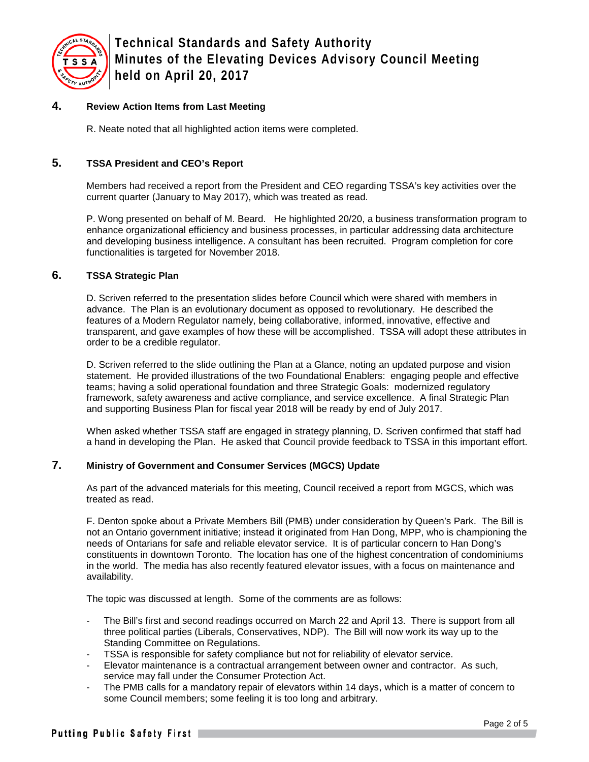## 4. Review Action Items from Last Meeting

R. Neate noted that all highlighted action items were completed.

## 5. TSSA President and CEO's Report

Members had received a report from the President and CEO regarding TSSA's key activities over the current quarter (January to May 2017), which was treated as read.

P. Wong presented on behalf of M. Beard. He highlighted 20/20, a business transformation program to enhance organizational efficiency and business processes, in particular addressing data architecture and developing business intelligence. A consultant has been recruited. Program completion for core functionalities is targeted for November 2018.

## 6. TSSA Strategic Plan

D. Scriven referred to the presentation slides before Council which were shared with members in advance. The Plan is an evolutionary document as opposed to revolutionary. He described the features of a Modern Regulator namely, being collaborative, informed, innovative, effective and transparent, and gave examples of how these will be accomplished. TSSA will adopt these attributes in order to be a credible regulator.

D. Scriven referred to the slide outlining the Plan at a Glance, noting an updated purpose and vision statement. He provided illustrations of the two Foundational Enablers: engaging people and effective teams; having a solid operational foundation and three Strategic Goals: modernized regulatory framework, safety awareness and active compliance, and service excellence. A final Strategic Plan and supporting Business Plan for fiscal year 2018 will be ready by end of July 2017.

When asked whether TSSA staff are engaged in strategy planning, D. Scriven confirmed that staff had a hand in developing the Plan. He asked that Council provide feedback to TSSA in this important effort.

## 7. Ministry of Government and Consumer Services (MGCS) Update

As part of the advanced materials for this meeting, Council received a report from MGCS, which was treated as read.

F. Denton spoke about a Private Members Bill (PMB) under consideration by Queen's Park. The Bill is not an Ontario government initiative; instead it originated from Han Dong, MPP, who is championing the needs of Ontarians for safe and reliable elevator service. It is of particular concern to Han Dong's constituents in downtown Toronto. The location has one of the highest concentration of condominiums in the world. The media has also recently featured elevator issues, with a focus on maintenance and availability.

The topic was discussed at length. Some of the comments are as follows:

- The Bill's first and second readings occurred on March 22 and April 13. There is support from all three political parties (Liberals, Conservatives, NDP). The Bill will now work its way up to the Standing Committee on Regulations.
- TSSA is responsible for safety compliance but not for reliability of elevator service.
- Elevator maintenance is a contractual arrangement between owner and contractor. As such, service may fall under the Consumer Protection Act.
- The PMB calls for a mandatory repair of elevators within 14 days, which is a matter of concern to some Council members; some feeling it is too long and arbitrary.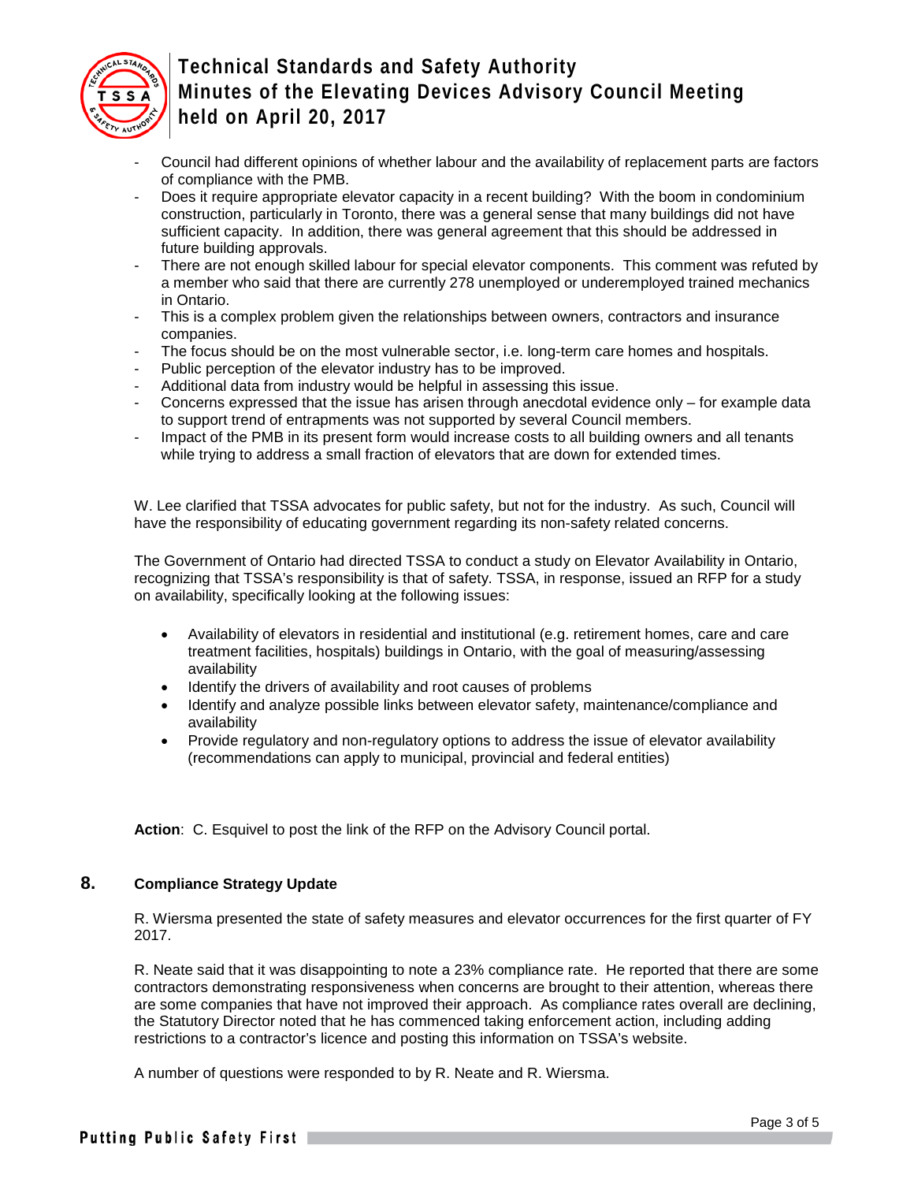- Council had different opinions of whether labour and the availability of replacement parts are factors of compliance with the PMB.
- Does it require appropriate elevator capacity in a recent building? With the boom in condominium construction, particularly in Toronto, there was a general sense that many buildings did not have sufficient capacity. In addition, there was general agreement that this should be addressed in future building approvals.
- There are not enough skilled labour for special elevator components. This comment was refuted by a member who said that there are currently 278 unemployed or underemployed trained mechanics in Ontario.
- This is a complex problem given the relationships between owners, contractors and insurance companies.
- The focus should be on the most vulnerable sector, i.e. long-term care homes and hospitals.
- Public perception of the elevator industry has to be improved.
- Additional data from industry would be helpful in assessing this issue.
- Concerns expressed that the issue has arisen through anecdotal evidence only – for example data to support trend of entrapments was not supported by several Council members.
- Impact of the PMB in its present form would increase costs to all building owners and all tenants while trying to address a small fraction of elevators that are down for extended times.

W. Lee clarified that TSSA advocates for public safety, but not for the industry. As such, Council will have the responsibility of educating government regarding its non-safety related concerns.

The Government of Ontario had directed TSSA to conduct a study on Elevator Availability in Ontario, recognizing that TSSA's responsibility is that of safety. TSSA, in response, issued an RFP for a study on availability, specifically looking at the following issues:

- Availability of elevators in residential and institutional (e.g. retirement homes, care and care treatment facilities, hospitals) buildings in Ontario, with the goal of measuring/assessing availability
- Identify the drivers of availability and root causes of problems
- Identify and analyze possible links between elevator safety, maintenance/compliance and availability
- Provide regulatory and non-regulatory options to address the issue of elevator availability (recommendations can apply to municipal, provincial and federal entities)

**Action**: C. Esquivel to post the link of the RFP on the Advisory Council portal.

## 8. Compliance Strategy Update

R. Wiersma presented the state of safety measures and elevator occurrences for the first quarter of FY 2017.

R. Neate said that it was disappointing to note a 23% compliance rate. He reported that there are some contractors demonstrating responsiveness when concerns are brought to their attention, whereas there are some companies that have not improved their approach. As compliance rates overall are declining, the Statutory Director noted that he has commenced taking enforcement action, including adding restrictions to a contractor's licence and posting this information on TSSA's website.

A number of questions were responded to by R. Neate and R. Wiersma.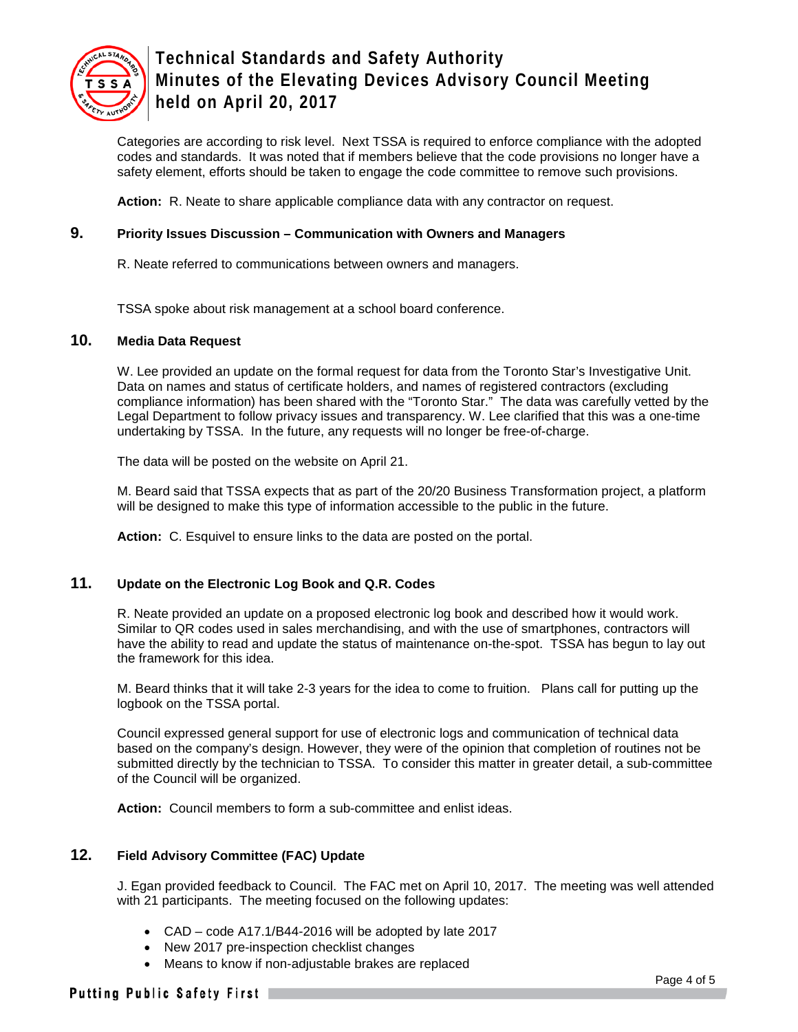Categories are according to risk level. Next TSSA is required to enforce compliance with the adopted codes and standards. It was noted that if members believe that the code provisions no longer have a safety element, efforts should be taken to engage the code committee to remove such provisions.

**Action:** R. Neate to share applicable compliance data with any contractor on request.

## 9. Priority Issues Discussion – Communication with Owners and Managers

R. Neate referred to communications between owners and managers.

TSSA spoke about risk management at a school board conference.

## 10. Media Data Request

W. Lee provided an update on the formal request for data from the Toronto Star's Investigative Unit. Data on names and status of certificate holders, and names of registered contractors (excluding compliance information) has been shared with the "Toronto Star." The data was carefully vetted by the Legal Department to follow privacy issues and transparency. W. Lee clarified that this was a one-time undertaking by TSSA. In the future, any requests will no longer be free-of-charge.

The data will be posted on the website on April 21.

M. Beard said that TSSA expects that as part of the 20/20 Business Transformation project, a platform will be designed to make this type of information accessible to the public in the future.

**Action:** C. Esquivel to ensure links to the data are posted on the portal.

## 11. Update on the Electronic Log Book and Q.R. Codes

R. Neate provided an update on a proposed electronic log book and described how it would work. Similar to QR codes used in sales merchandising, and with the use of smartphones, contractors will have the ability to read and update the status of maintenance on-the-spot. TSSA has begun to lay out the framework for this idea.

M. Beard thinks that it will take 2-3 years for the idea to come to fruition. Plans call for putting up the logbook on the TSSA portal.

Council expressed general support for use of electronic logs and communication of technical data based on the company's design. However, they were of the opinion that completion of routines not be submitted directly by the technician to TSSA. To consider this matter in greater detail, a sub-committee of the Council will be organized.

**Action:** Council members to form a sub-committee and enlist ideas.

## 12. Field Advisory Committee (FAC) Update

J. Egan provided feedback to Council. The FAC met on April 10, 2017. The meeting was well attended with 21 participants. The meeting focused on the following updates:

- CAD – code A17.1/B44-2016 will be adopted by late 2017
- New 2017 pre-inspection checklist changes
- Means to know if non-adjustable brakes are replaced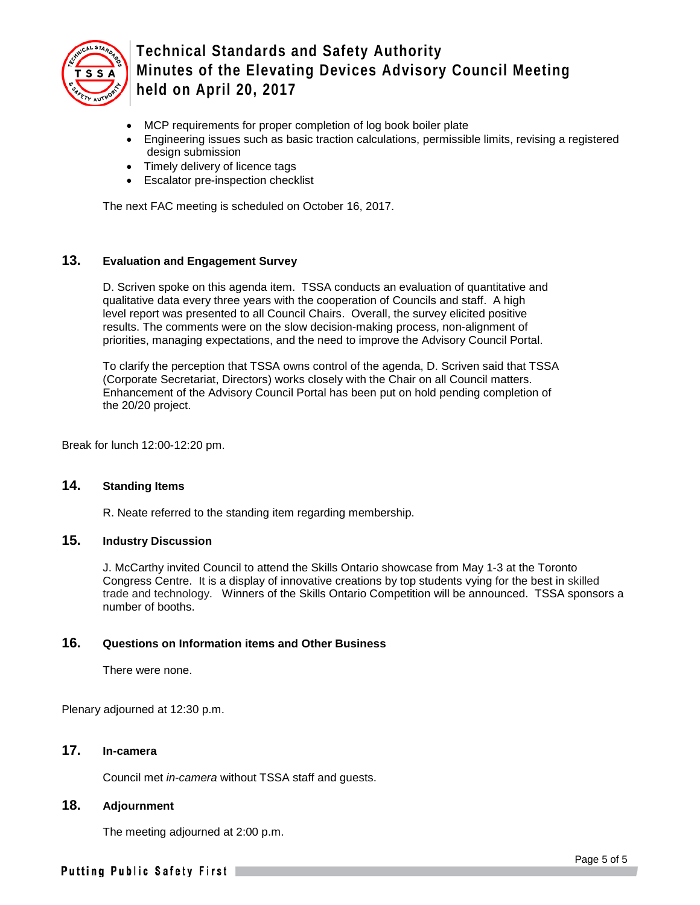- MCP requirements for proper completion of log book boiler plate
- Engineering issues such as basic traction calculations, permissible limits, revising a registered design submission
- Timely delivery of licence tags
- Escalator pre-inspection checklist

The next FAC meeting is scheduled on October 16, 2017.

## 13. Evaluation and Engagement Survey

D. Scriven spoke on this agenda item. TSSA conducts an evaluation of quantitative and qualitative data every three years with the cooperation of Councils and staff. A high level report was presented to all Council Chairs. Overall, the survey elicited positive results. The comments were on the slow decision-making process, non-alignment of priorities, managing expectations, and the need to improve the Advisory Council Portal.

To clarify the perception that TSSA owns control of the agenda, D. Scriven said that TSSA (Corporate Secretariat, Directors) works closely with the Chair on all Council matters. Enhancement of the Advisory Council Portal has been put on hold pending completion of the 20/20 project.

Break for lunch 12:00-12:20 pm.

## 14. Standing Items

R. Neate referred to the standing item regarding membership.

## 15. Industry Discussion

J. McCarthy invited Council to attend the Skills Ontario showcase from May 1-3 at the Toronto Congress Centre. It is a display of innovative creations by top students vying for the best in skilled trade and technology. Winners of the Skills Ontario Competition will be announced. TSSA sponsors a number of booths.

## 16. Questions on Information items and Other Business

There were none.

Plenary adjourned at 12:30 p.m.

## 17. In-camera

Council met *in-camera* without TSSA staff and guests.

## 18. Adjournment

The meeting adjourned at 2:00 p.m.